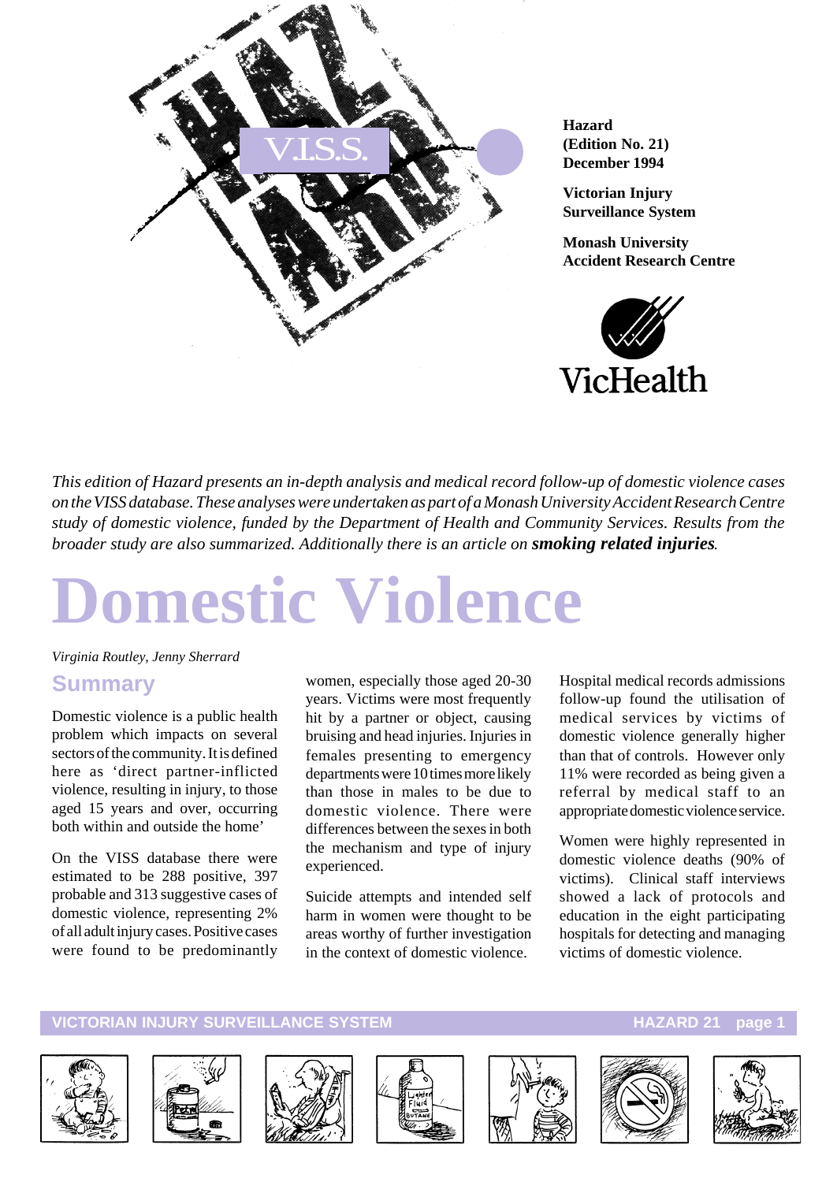**Hazard**
**(Edition No. 21)**
**December 1994**

**Victorian Injury Surveillance System**

**Monash University Accident Research Centre**

*This edition of Hazard presents an in-depth analysis and medical record follow-up of domestic violence cases on the VISS database. These analyses were undertaken as part of a Monash University Accident Research Centre study of domestic violence, funded by the Department of Health and Community Services. Results from the broader study are also summarized. Additionally there is an article on* ***smoking related injuries****.*

# Domestic Violence

*Virginia Routley, Jenny Sherrard*

## Summary

Domestic violence is a public health problem which impacts on several sectors of the community. It is defined here as 'direct partner-inflicted violence, resulting in injury, to those aged 15 years and over, occurring both within and outside the home'

On the VISS database there were estimated to be 288 positive, 397 probable and 313 suggestive cases of domestic violence, representing 2% of all adult injury cases. Positive cases were found to be predominantly women, especially those aged 20-30 years. Victims were most frequently hit by a partner or object, causing bruising and head injuries. Injuries in females presenting to emergency departments were 10 times more likely than those in males to be due to domestic violence. There were differences between the sexes in both the mechanism and type of injury experienced.

Suicide attempts and intended self harm in women were thought to be areas worthy of further investigation in the context of domestic violence.

Hospital medical records admissions follow-up found the utilisation of medical services by victims of domestic violence generally higher than that of controls. However only 11% were recorded as being given a referral by medical staff to an appropriate domestic violence service.

Women were highly represented in domestic violence deaths (90% of victims). Clinical staff interviews showed a lack of protocols and education in the eight participating hospitals for detecting and managing victims of domestic violence.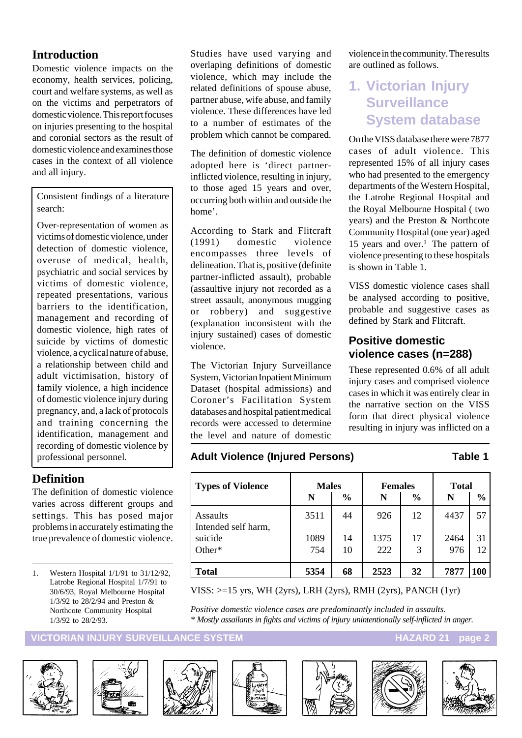## Introduction

Domestic violence impacts on the economy, health services, policing, court and welfare systems, as well as on the victims and perpetrators of domestic violence. This report focuses on injuries presenting to the hospital and coronial sectors as the result of domestic violence and examines those cases in the context of all violence and all injury.

Consistent findings of a literature search:

Over-representation of women as victims of domestic violence, under detection of domestic violence, overuse of medical, health, psychiatric and social services by victims of domestic violence, repeated presentations, various barriers to the identification, management and recording of domestic violence, high rates of suicide by victims of domestic violence, a cyclical nature of abuse, a relationship between child and adult victimisation, history of family violence, a high incidence of domestic violence injury during pregnancy, and, a lack of protocols and training concerning the identification, management and recording of domestic violence by professional personnel.

## Definition

The definition of domestic violence varies across different groups and settings. This has posed major problems in accurately estimating the true prevalence of domestic violence.

Studies have used varying and overlapping definitions of domestic violence, which may include the related definitions of spouse abuse, partner abuse, wife abuse, and family violence. These differences have led to a number of estimates of the problem which cannot be compared.

The definition of domestic violence adopted here is 'direct partner-inflicted violence, resulting in injury, to those aged 15 years and over, occurring both within and outside the home'.

According to Stark and Flitcraft (1991) domestic violence encompasses three levels of delineation. That is, positive (definite partner-inflicted assault), probable (assaultive injury not recorded as a street assault, anonymous mugging or robbery) and suggestive (explanation inconsistent with the injury sustained) cases of domestic violence.

The Victorian Injury Surveillance System, Victorian Inpatient Minimum Dataset (hospital admissions) and Coroner's Facilitation System databases and hospital patient medical records were accessed to determine the level and nature of domestic violence in the community. The results are outlined as follows.

## 1. Victorian Injury Surveillance System database

On the VISS database there were 7877 cases of adult violence. This represented 15% of all injury cases who had presented to the emergency departments of the Western Hospital, the Latrobe Regional Hospital and the Royal Melbourne Hospital ( two years) and the Preston & Northcote Community Hospital (one year) aged 15 years and over.[1] The pattern of violence presenting to these hospitals is shown in Table 1.

VISS domestic violence cases shall be analysed according to positive, probable and suggestive cases as defined by Stark and Flitcraft.

### Positive domestic violence cases (n=288)

These represented 0.6% of all adult injury cases and comprised violence cases in which it was entirely clear in the narrative section on the VISS form that direct physical violence resulting in injury was inflicted on a

**Adult Violence (Injured Persons)** **Table 1**

| Types of Violence | Males | | Females | | Total | |
|---|---|---|---|---|---|---|
| | N | % | N | % | N | % |
| Assaults | 3511 | 44 | 926 | 12 | 4437 | 57 |
| Intended self harm, suicide | 1089 | 14 | 1375 | 17 | 2464 | 31 |
| Other* | 754 | 10 | 222 | 3 | 976 | 12 |
| **Total** | **5354** | **68** | **2523** | **32** | **7877** | **100** |

VISS: >=15 yrs, WH (2yrs), LRH (2yrs), RMH (2yrs), PANCH (1yr)

*Positive domestic violence cases are predominantly included in assaults.*
*\* Mostly assailants in fights and victims of injury unintentionally self-inflicted in anger.*

1. Western Hospital 1/1/91 to 31/12/92, Latrobe Regional Hospital 1/7/91 to 30/6/93, Royal Melbourne Hospital 1/3/92 to 28/2/94 and Preston & Northcote Community Hospital 1/3/92 to 28/2/93.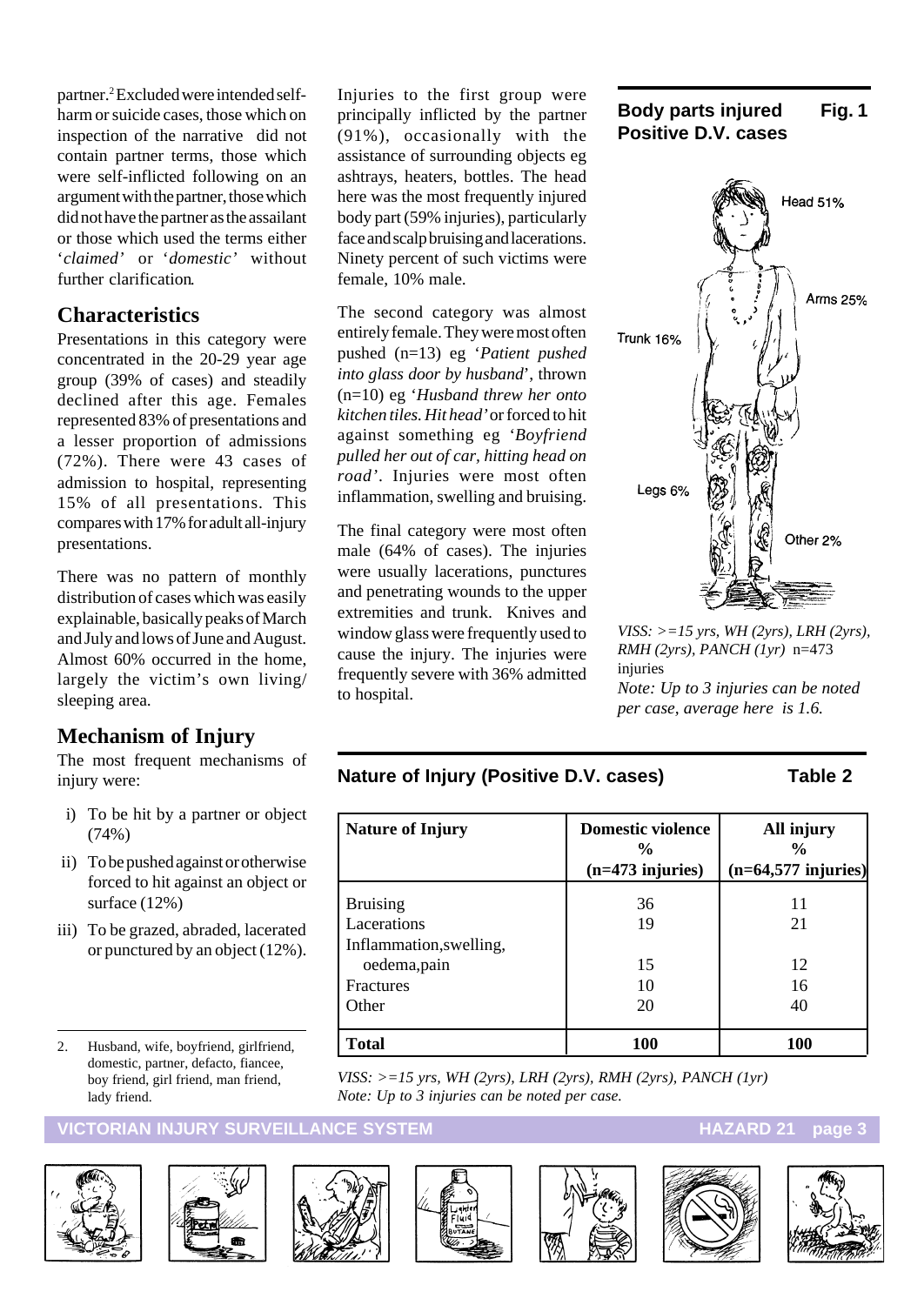partner.[2] Excluded were intended self-harm or suicide cases, those which on inspection of the narrative did not contain partner terms, those which were self-inflicted following on an argument with the partner, those which did not have the partner as the assailant or those which used the terms either '*claimed*' or '*domestic*' without further clarification.

## Characteristics

Presentations in this category were concentrated in the 20-29 year age group (39% of cases) and steadily declined after this age. Females represented 83% of presentations and a lesser proportion of admissions (72%). There were 43 cases of admission to hospital, representing 15% of all presentations. This compares with 17% for adult all-injury presentations.

There was no pattern of monthly distribution of cases which was easily explainable, basically peaks of March and July and lows of June and August. Almost 60% occurred in the home, largely the victim's own living/sleeping area.

## Mechanism of Injury

The most frequent mechanisms of injury were:

i) To be hit by a partner or object (74%)

ii) To be pushed against or otherwise forced to hit against an object or surface (12%)

iii) To be grazed, abraded, lacerated or punctured by an object (12%).

Injuries to the first group were principally inflicted by the partner (91%), occasionally with the assistance of surrounding objects eg ashtrays, heaters, bottles. The head here was the most frequently injured body part (59% injuries), particularly face and scalp bruising and lacerations. Ninety percent of such victims were female, 10% male.

The second category was almost entirely female. They were most often pushed (n=13) eg '*Patient pushed into glass door by husband*', thrown (n=10) eg '*Husband threw her onto kitchen tiles. Hit head*' or forced to hit against something eg '*Boyfriend pulled her out of car, hitting head on road*'. Injuries were most often inflammation, swelling and bruising.

The final category were most often male (64% of cases). The injuries were usually lacerations, punctures and penetrating wounds to the upper extremities and trunk. Knives and window glass were frequently used to cause the injury. The injuries were frequently severe with 36% admitted to hospital.

**Body parts injured Positive D.V. cases — Fig. 1**

Head 51%
Arms 25%
Trunk 16%
Legs 6%
Other 2%

*VISS: >=15 yrs, WH (2yrs), LRH (2yrs), RMH (2yrs), PANCH (1yr)* n=473 injuries
*Note: Up to 3 injuries can be noted per case, average here is 1.6.*

**Nature of Injury (Positive D.V. cases) — Table 2**

| Nature of Injury | Domestic violence % (n=473 injuries) | All injury % (n=64,577 injuries) |
|---|---|---|
| Bruising | 36 | 11 |
| Lacerations | 19 | 21 |
| Inflammation, swelling, oedema, pain | 15 | 12 |
| Fractures | 10 | 16 |
| Other | 20 | 40 |
| **Total** | **100** | **100** |

*VISS: >=15 yrs, WH (2yrs), LRH (2yrs), RMH (2yrs), PANCH (1yr)*
*Note: Up to 3 injuries can be noted per case.*

2. Husband, wife, boyfriend, girlfriend, domestic, partner, defacto, fiancee, boy friend, girl friend, man friend, lady friend.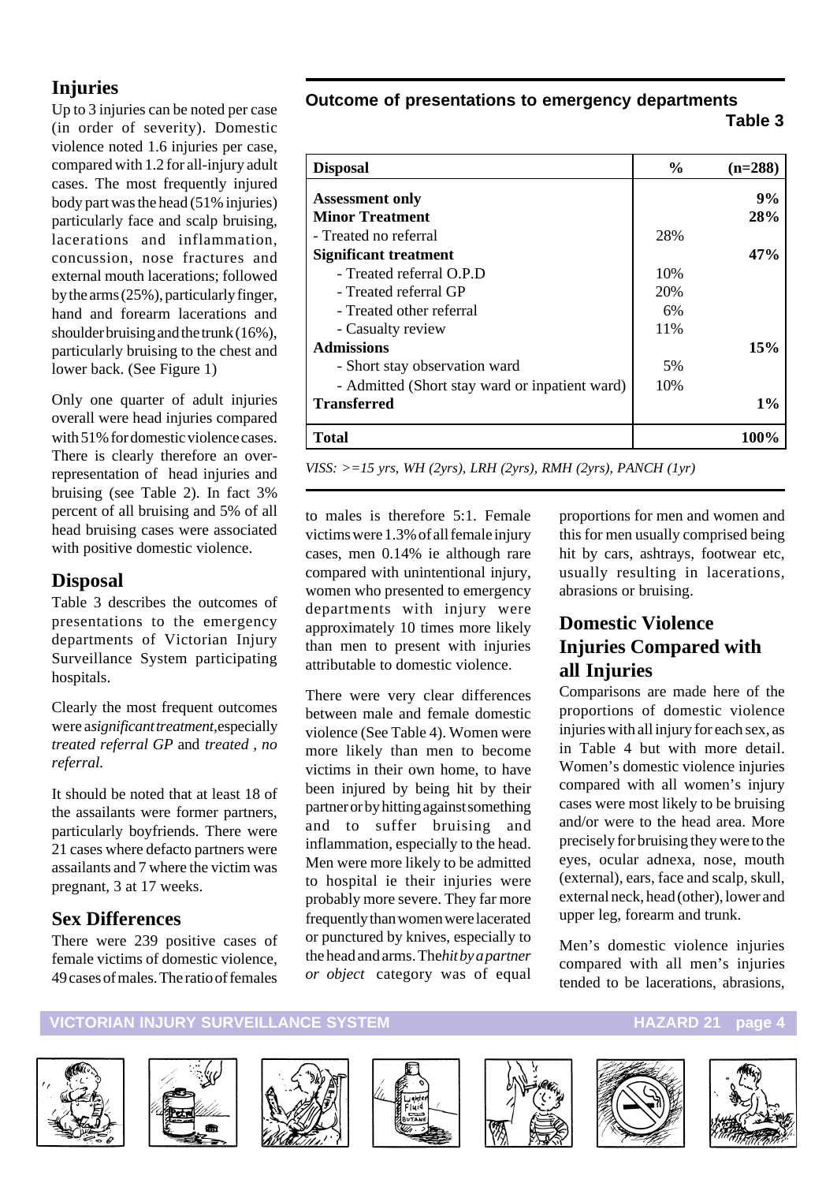## Injuries

Up to 3 injuries can be noted per case (in order of severity). Domestic violence noted 1.6 injuries per case, compared with 1.2 for all-injury adult cases. The most frequently injured body part was the head (51% injuries) particularly face and scalp bruising, lacerations and inflammation, concussion, nose fractures and external mouth lacerations; followed by the arms (25%), particularly finger, hand and forearm lacerations and shoulder bruising and the trunk (16%), particularly bruising to the chest and lower back. (See Figure 1)

Only one quarter of adult injuries overall were head injuries compared with 51% for domestic violence cases. There is clearly therefore an over-representation of head injuries and bruising (see Table 2). In fact 3% percent of all bruising and 5% of all head bruising cases were associated with positive domestic violence.

## Disposal

Table 3 describes the outcomes of presentations to the emergency departments of Victorian Injury Surveillance System participating hospitals.

Clearly the most frequent outcomes were a *significant treatment*, especially *treated referral GP* and *treated , no referral.*

It should be noted that at least 18 of the assailants were former partners, particularly boyfriends. There were 21 cases where defacto partners were assailants and 7 where the victim was pregnant, 3 at 17 weeks.

**Outcome of presentations to emergency departments**

**Table 3**

| **Disposal** | **%** | **(n=288)** |
|---|---|---|
| **Assessment only** | | **9%** |
| **Minor Treatment** | | **28%** |
| - Treated no referral | 28% | |
| **Significant treatment** | | **47%** |
| - Treated referral O.P.D | 10% | |
| - Treated referral GP | 20% | |
| - Treated other referral | 6% | |
| - Casualty review | 11% | |
| **Admissions** | | **15%** |
| - Short stay observation ward | 5% | |
| - Admitted (Short stay ward or inpatient ward) | 10% | |
| **Transferred** | | **1%** |
| **Total** | | **100%** |

*VISS: >=15 yrs, WH (2yrs), LRH (2yrs), RMH (2yrs), PANCH (1yr)*

## Sex Differences

There were 239 positive cases of female victims of domestic violence, 49 cases of males. The ratio of females to males is therefore 5:1. Female victims were 1.3% of all female injury cases, men 0.14% ie although rare compared with unintentional injury, women who presented to emergency departments with injury were approximately 10 times more likely than men to present with injuries attributable to domestic violence.

There were very clear differences between male and female domestic violence (See Table 4). Women were more likely than men to become victims in their own home, to have been injured by being hit by their partner or by hitting against something and to suffer bruising and inflammation, especially to the head. Men were more likely to be admitted to hospital ie their injuries were probably more severe. They far more frequently than women were lacerated or punctured by knives, especially to the head and arms. The *hit by a partner or object* category was of equal proportions for men and women and this for men usually comprised being hit by cars, ashtrays, footwear etc, usually resulting in lacerations, abrasions or bruising.

## Domestic Violence Injuries Compared with all Injuries

Comparisons are made here of the proportions of domestic violence injuries with all injury for each sex, as in Table 4 but with more detail. Women's domestic violence injuries compared with all women's injury cases were most likely to be bruising and/or were to the head area. More precisely for bruising they were to the eyes, ocular adnexa, nose, mouth (external), ears, face and scalp, skull, external neck, head (other), lower and upper leg, forearm and trunk.

Men's domestic violence injuries compared with all men's injuries tended to be lacerations, abrasions,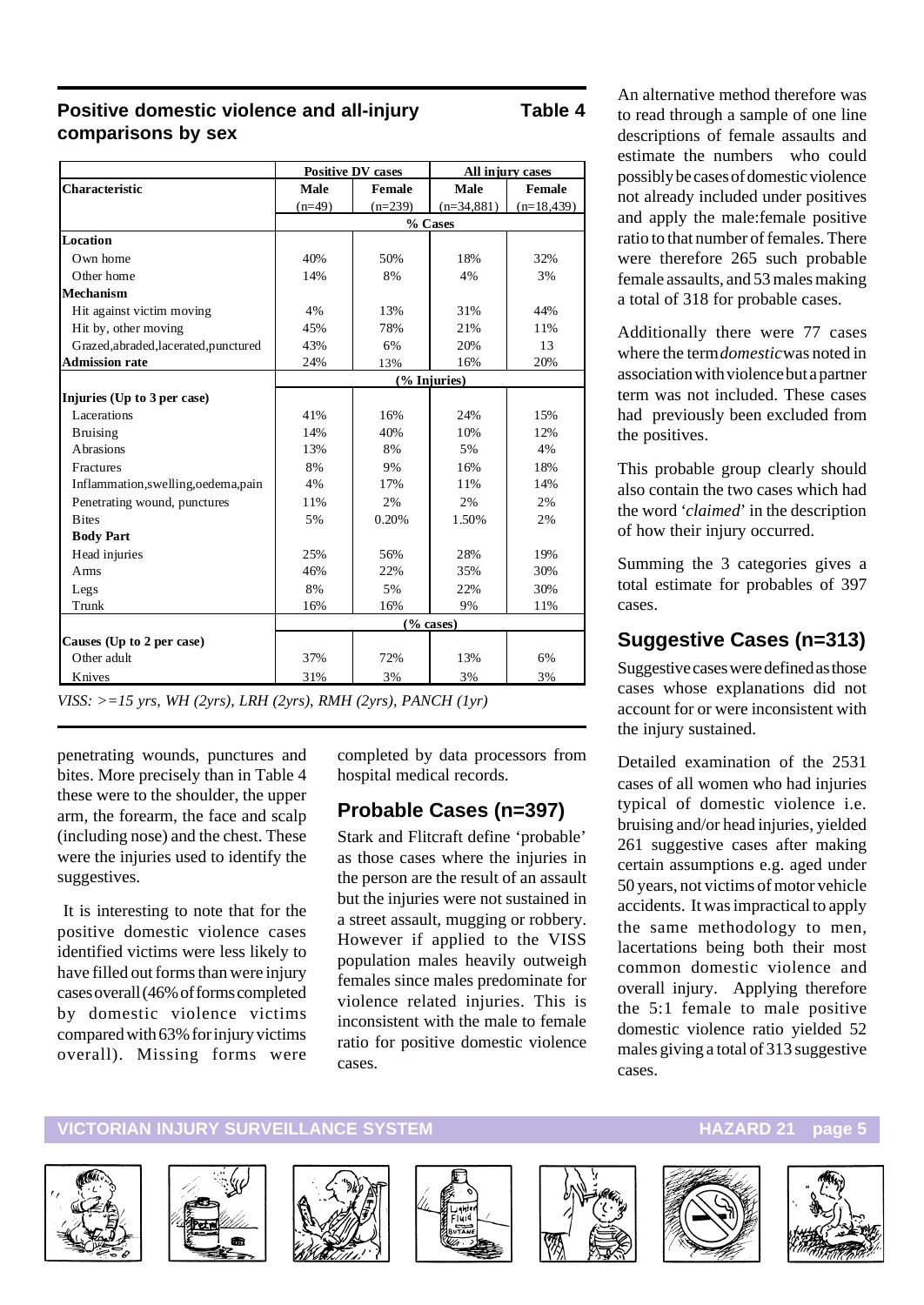## Positive domestic violence and all-injury comparisons by sex

**Table 4**

| Characteristic | Positive DV cases | | All injury cases | |
|---|---|---|---|---|
| | Male (n=49) | Female (n=239) | Male (n=34,881) | Female (n=18,439) |
| | % Cases | | | |
| **Location** | | | | |
| Own home | 40% | 50% | 18% | 32% |
| Other home | 14% | 8% | 4% | 3% |
| **Mechanism** | | | | |
| Hit against victim moving | 4% | 13% | 31% | 44% |
| Hit by, other moving | 45% | 78% | 21% | 11% |
| Grazed,abraded,lacerated,punctured | 43% | 6% | 20% | 13 |
| **Admission rate** | 24% | 13% | 16% | 20% |
| | (% Injuries) | | | |
| **Injuries (Up to 3 per case)** | | | | |
| Lacerations | 41% | 16% | 24% | 15% |
| Bruising | 14% | 40% | 10% | 12% |
| Abrasions | 13% | 8% | 5% | 4% |
| Fractures | 8% | 9% | 16% | 18% |
| Inflammation,swelling,oedema,pain | 4% | 17% | 11% | 14% |
| Penetrating wound, punctures | 11% | 2% | 2% | 2% |
| Bites | 5% | 0.20% | 1.50% | 2% |
| **Body Part** | | | | |
| Head injuries | 25% | 56% | 28% | 19% |
| Arms | 46% | 22% | 35% | 30% |
| Legs | 8% | 5% | 22% | 30% |
| Trunk | 16% | 16% | 9% | 11% |
| | (% cases) | | | |
| **Causes (Up to 2 per case)** | | | | |
| Other adult | 37% | 72% | 13% | 6% |
| Knives | 31% | 3% | 3% | 3% |

*VISS: >=15 yrs, WH (2yrs), LRH (2yrs), RMH (2yrs), PANCH (1yr)*

penetrating wounds, punctures and bites. More precisely than in Table 4 these were to the shoulder, the upper arm, the forearm, the face and scalp (including nose) and the chest. These were the injuries used to identify the suggestives.

It is interesting to note that for the positive domestic violence cases identified victims were less likely to have filled out forms than were injury cases overall (46% of forms completed by domestic violence victims compared with 63% for injury victims overall). Missing forms were completed by data processors from hospital medical records.

## Probable Cases (n=397)

Stark and Flitcraft define 'probable' as those cases where the injuries in the person are the result of an assault but the injuries were not sustained in a street assault, mugging or robbery. However if applied to the VISS population males heavily outweigh females since males predominate for violence related injuries. This is inconsistent with the male to female ratio for positive domestic violence cases.

An alternative method therefore was to read through a sample of one line descriptions of female assaults and estimate the numbers who could possibly be cases of domestic violence not already included under positives and apply the male:female positive ratio to that number of females. There were therefore 265 such probable female assaults, and 53 males making a total of 318 for probable cases.

Additionally there were 77 cases where the term *domestic* was noted in association with violence but a partner term was not included. These cases had previously been excluded from the positives.

This probable group clearly should also contain the two cases which had the word '*claimed*' in the description of how their injury occurred.

Summing the 3 categories gives a total estimate for probables of 397 cases.

## Suggestive Cases (n=313)

Suggestive cases were defined as those cases whose explanations did not account for or were inconsistent with the injury sustained.

Detailed examination of the 2531 cases of all women who had injuries typical of domestic violence i.e. bruising and/or head injuries, yielded 261 suggestive cases after making certain assumptions e.g. aged under 50 years, not victims of motor vehicle accidents. It was impractical to apply the same methodology to men, lacertations being both their most common domestic violence and overall injury. Applying therefore the 5:1 female to male positive domestic violence ratio yielded 52 males giving a total of 313 suggestive cases.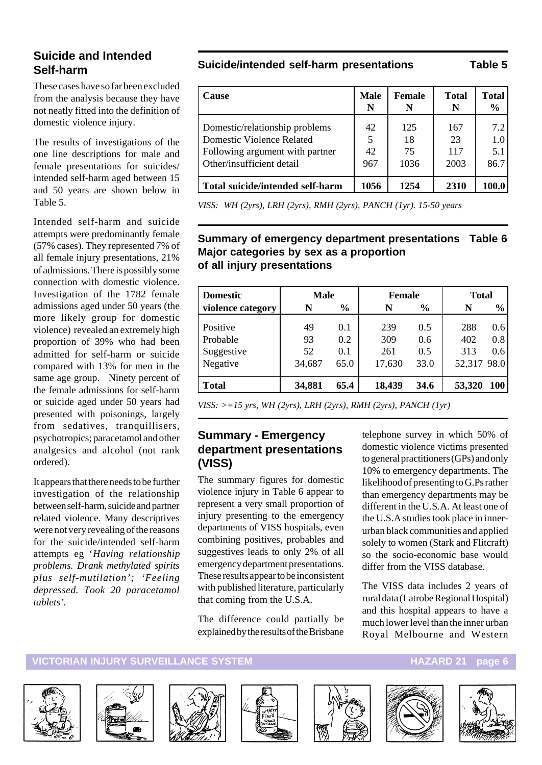## Suicide and Intended Self-harm

These cases have so far been excluded from the analysis because they have not neatly fitted into the definition of domestic violence injury.

The results of investigations of the one line descriptions for male and female presentations for suicides/ intended self-harm aged between 15 and 50 years are shown below in Table 5.

Intended self-harm and suicide attempts were predominantly female (57% cases). They represented 7% of all female injury presentations, 21% of admissions. There is possibly some connection with domestic violence. Investigation of the 1782 female admissions aged under 50 years (the more likely group for domestic violence) revealed an extremely high proportion of 39% who had been admitted for self-harm or suicide compared with 13% for men in the same age group. Ninety percent of the female admissions for self-harm or suicide aged under 50 years had presented with poisonings, largely from sedatives, tranquillisers, psychotropics; paracetamol and other analgesics and alcohol (not rank ordered).

It appears that there needs to be further investigation of the relationship between self-harm, suicide and partner related violence. Many descriptives were not very revealing of the reasons for the suicide/intended self-harm attempts eg '*Having relationship problems. Drank methylated spirits plus self-mutilation'; 'Feeling depressed. Took 20 paracetamol tablets'.*

### Suicide/intended self-harm presentations — Table 5

| Cause | Male N | Female N | Total N | Total % |
|---|---|---|---|---|
| Domestic/relationship problems | 42 | 125 | 167 | 7.2 |
| Domestic Violence Related | 5 | 18 | 23 | 1.0 |
| Following argument with partner | 42 | 75 | 117 | 5.1 |
| Other/insufficient detail | 967 | 1036 | 2003 | 86.7 |
| **Total suicide/intended self-harm** | **1056** | **1254** | **2310** | **100.0** |

*VISS: WH (2yrs), LRH (2yrs), RMH (2yrs), PANCH (1yr). 15-50 years*

### Summary of emergency department presentations Major categories by sex as a proportion of all injury presentations — Table 6

| Domestic violence category | Male N | Male % | Female N | Female % | Total N | Total % |
|---|---|---|---|---|---|---|
| Positive | 49 | 0.1 | 239 | 0.5 | 288 | 0.6 |
| Probable | 93 | 0.2 | 309 | 0.6 | 402 | 0.8 |
| Suggestive | 52 | 0.1 | 261 | 0.5 | 313 | 0.6 |
| Negative | 34,687 | 65.0 | 17,630 | 33.0 | 52,317 | 98.0 |
| **Total** | **34,881** | **65.4** | **18,439** | **34.6** | **53,320** | **100** |

*VISS: >=15 yrs, WH (2yrs), LRH (2yrs), RMH (2yrs), PANCH (1yr)*

## Summary - Emergency department presentations (VISS)

The summary figures for domestic violence injury in Table 6 appear to represent a very small proportion of injury presenting to the emergency departments of VISS hospitals, even combining positives, probables and suggestives leads to only 2% of all emergency department presentations. These results appear to be inconsistent with published literature, particularly that coming from the U.S.A.

The difference could partially be explained by the results of the Brisbane telephone survey in which 50% of domestic violence victims presented to general practitioners (GPs) and only 10% to emergency departments. The likelihood of presenting to G.Ps rather than emergency departments may be different in the U.S.A. At least one of the U.S.A studies took place in inner-urban black communities and applied solely to women (Stark and Flitcraft) so the socio-economic base would differ from the VISS database.

The VISS data includes 2 years of rural data (Latrobe Regional Hospital) and this hospital appears to have a much lower level than the inner urban Royal Melbourne and Western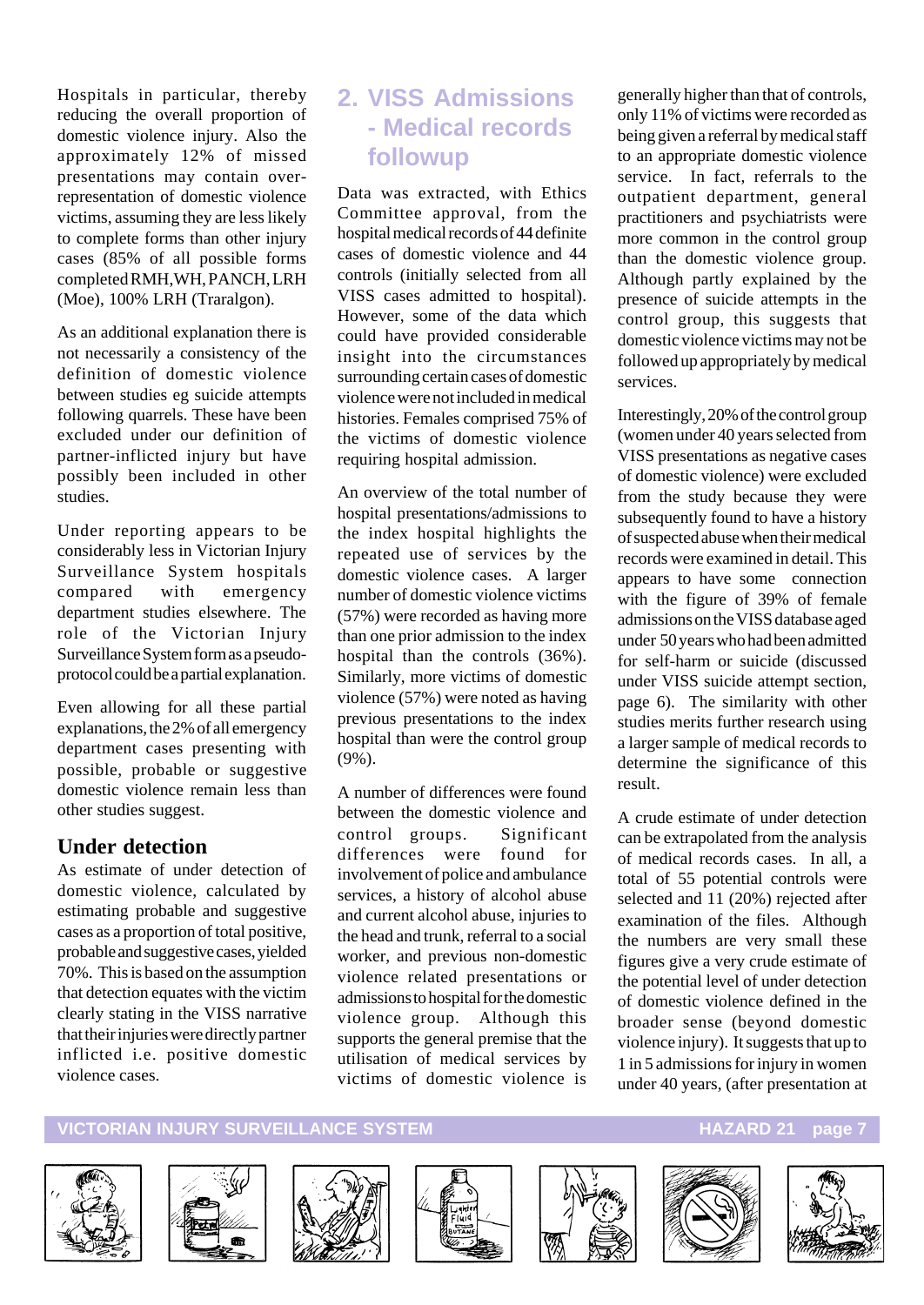Hospitals in particular, thereby reducing the overall proportion of domestic violence injury. Also the approximately 12% of missed presentations may contain over-representation of domestic violence victims, assuming they are less likely to complete forms than other injury cases (85% of all possible forms completed RMH, WH, PANCH, LRH (Moe), 100% LRH (Traralgon).

As an additional explanation there is not necessarily a consistency of the definition of domestic violence between studies eg suicide attempts following quarrels. These have been excluded under our definition of partner-inflicted injury but have possibly been included in other studies.

Under reporting appears to be considerably less in Victorian Injury Surveillance System hospitals compared with emergency department studies elsewhere. The role of the Victorian Injury Surveillance System form as a pseudo-protocol could be a partial explanation.

Even allowing for all these partial explanations, the 2% of all emergency department cases presenting with possible, probable or suggestive domestic violence remain less than other studies suggest.

### Under detection

As estimate of under detection of domestic violence, calculated by estimating probable and suggestive cases as a proportion of total positive, probable and suggestive cases, yielded 70%. This is based on the assumption that detection equates with the victim clearly stating in the VISS narrative that their injuries were directly partner inflicted i.e. positive domestic violence cases.

## 2. VISS Admissions - Medical records followup

Data was extracted, with Ethics Committee approval, from the hospital medical records of 44 definite cases of domestic violence and 44 controls (initially selected from all VISS cases admitted to hospital). However, some of the data which could have provided considerable insight into the circumstances surrounding certain cases of domestic violence were not included in medical histories. Females comprised 75% of the victims of domestic violence requiring hospital admission.

An overview of the total number of hospital presentations/admissions to the index hospital highlights the repeated use of services by the domestic violence cases. A larger number of domestic violence victims (57%) were recorded as having more than one prior admission to the index hospital than the controls (36%). Similarly, more victims of domestic violence (57%) were noted as having previous presentations to the index hospital than were the control group (9%).

A number of differences were found between the domestic violence and control groups. Significant differences were found for involvement of police and ambulance services, a history of alcohol abuse and current alcohol abuse, injuries to the head and trunk, referral to a social worker, and previous non-domestic violence related presentations or admissions to hospital for the domestic violence group. Although this supports the general premise that the utilisation of medical services by victims of domestic violence is generally higher than that of controls, only 11% of victims were recorded as being given a referral by medical staff to an appropriate domestic violence service. In fact, referrals to the outpatient department, general practitioners and psychiatrists were more common in the control group than the domestic violence group. Although partly explained by the presence of suicide attempts in the control group, this suggests that domestic violence victims may not be followed up appropriately by medical services.

Interestingly, 20% of the control group (women under 40 years selected from VISS presentations as negative cases of domestic violence) were excluded from the study because they were subsequently found to have a history of suspected abuse when their medical records were examined in detail. This appears to have some connection with the figure of 39% of female admissions on the VISS database aged under 50 years who had been admitted for self-harm or suicide (discussed under VISS suicide attempt section, page 6). The similarity with other studies merits further research using a larger sample of medical records to determine the significance of this result.

A crude estimate of under detection can be extrapolated from the analysis of medical records cases. In all, a total of 55 potential controls were selected and 11 (20%) rejected after examination of the files. Although the numbers are very small these figures give a very crude estimate of the potential level of under detection of domestic violence defined in the broader sense (beyond domestic violence injury). It suggests that up to 1 in 5 admissions for injury in women under 40 years, (after presentation at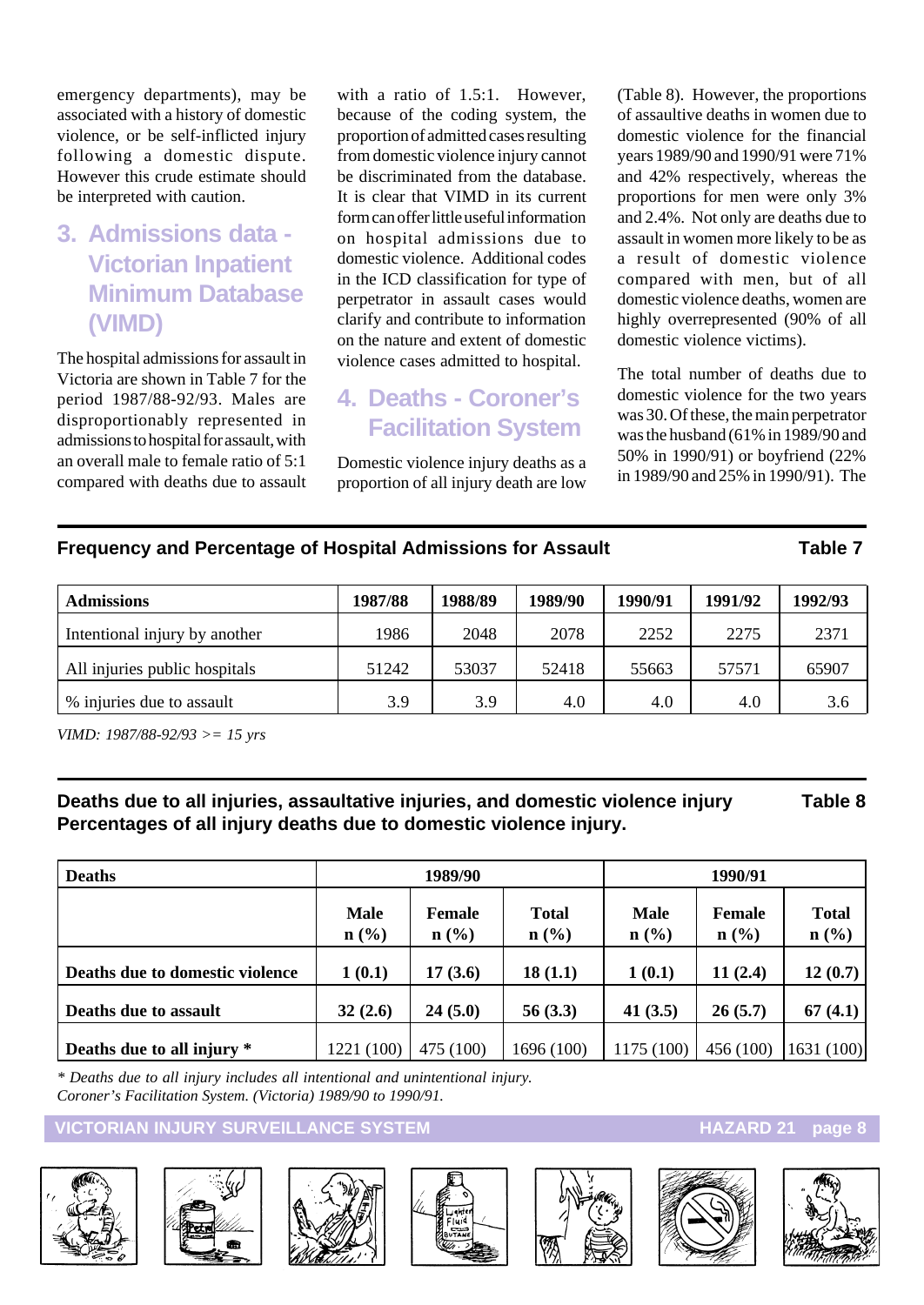emergency departments), may be associated with a history of domestic violence, or be self-inflicted injury following a domestic dispute. However this crude estimate should be interpreted with caution.

## 3. Admissions data - Victorian Inpatient Minimum Database (VIMD)

The hospital admissions for assault in Victoria are shown in Table 7 for the period 1987/88-92/93. Males are disproportionably represented in admissions to hospital for assault, with an overall male to female ratio of 5:1 compared with deaths due to assault with a ratio of 1.5:1. However, because of the coding system, the proportion of admitted cases resulting from domestic violence injury cannot be discriminated from the database. It is clear that VIMD in its current form can offer little useful information on hospital admissions due to domestic violence. Additional codes in the ICD classification for type of perpetrator in assault cases would clarify and contribute to information on the nature and extent of domestic violence cases admitted to hospital.

## 4. Deaths - Coroner's Facilitation System

Domestic violence injury deaths as a proportion of all injury death are low (Table 8). However, the proportions of assaultive deaths in women due to domestic violence for the financial years 1989/90 and 1990/91 were 71% and 42% respectively, whereas the proportions for men were only 3% and 2.4%. Not only are deaths due to assault in women more likely to be as a result of domestic violence compared with men, but of all domestic violence deaths, women are highly overrepresented (90% of all domestic violence victims).

The total number of deaths due to domestic violence for the two years was 30. Of these, the main perpetrator was the husband (61% in 1989/90 and 50% in 1990/91) or boyfriend (22% in 1989/90 and 25% in 1990/91). The

**Frequency and Percentage of Hospital Admissions for Assault** — **Table 7**

| Admissions | 1987/88 | 1988/89 | 1989/90 | 1990/91 | 1991/92 | 1992/93 |
|---|---|---|---|---|---|---|
| Intentional injury by another | 1986 | 2048 | 2078 | 2252 | 2275 | 2371 |
| All injuries public hospitals | 51242 | 53037 | 52418 | 55663 | 57571 | 65907 |
| % injuries due to assault | 3.9 | 3.9 | 4.0 | 4.0 | 4.0 | 3.6 |

*VIMD: 1987/88-92/93 >= 15 yrs*

**Deaths due to all injuries, assaultative injuries, and domestic violence injury Percentages of all injury deaths due to domestic violence injury.** — **Table 8**

| Deaths | 1989/90 | | | 1990/91 | | |
|---|---|---|---|---|---|---|
| | Male n (%) | Female n (%) | Total n (%) | Male n (%) | Female n (%) | Total n (%) |
| **Deaths due to domestic violence** | **1 (0.1)** | **17 (3.6)** | **18 (1.1)** | **1 (0.1)** | **11 (2.4)** | **12 (0.7)** |
| **Deaths due to assault** | **32 (2.6)** | **24 (5.0)** | **56 (3.3)** | **41 (3.5)** | **26 (5.7)** | **67 (4.1)** |
| **Deaths due to all injury *** | 1221 (100) | 475 (100) | 1696 (100) | 1175 (100) | 456 (100) | 1631 (100) |

*\* Deaths due to all injury includes all intentional and unintentional injury.*
*Coroner's Facilitation System. (Victoria) 1989/90 to 1990/91.*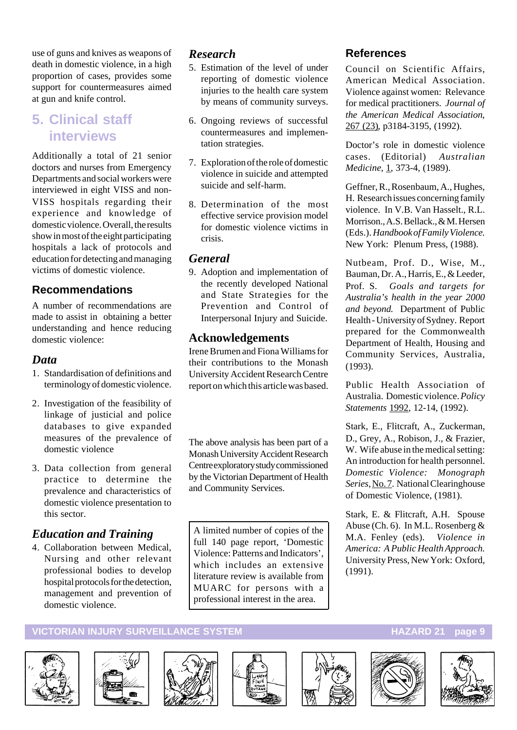use of guns and knives as weapons of death in domestic violence, in a high proportion of cases, provides some support for countermeasures aimed at gun and knife control.

## 5. Clinical staff interviews

Additionally a total of 21 senior doctors and nurses from Emergency Departments and social workers were interviewed in eight VISS and non-VISS hospitals regarding their experience and knowledge of domestic violence. Overall, the results show in most of the eight participating hospitals a lack of protocols and education for detecting and managing victims of domestic violence.

### Recommendations

A number of recommendations are made to assist in obtaining a better understanding and hence reducing domestic violence:

#### *Data*

1. Standardisation of definitions and terminology of domestic violence.
2. Investigation of the feasibility of linkage of justicial and police databases to give expanded measures of the prevalence of domestic violence
3. Data collection from general practice to determine the prevalence and characteristics of domestic violence presentation to this sector.

#### *Education and Training*

4. Collaboration between Medical, Nursing and other relevant professional bodies to develop hospital protocols for the detection, management and prevention of domestic violence.

#### *Research*

5. Estimation of the level of under reporting of domestic violence injuries to the health care system by means of community surveys.
6. Ongoing reviews of successful countermeasures and implementation strategies.
7. Exploration of the role of domestic violence in suicide and attempted suicide and self-harm.
8. Determination of the most effective service provision model for domestic violence victims in crisis.

#### *General*

9. Adoption and implementation of the recently developed National and State Strategies for the Prevention and Control of Interpersonal Injury and Suicide.

### Acknowledgements

Irene Brumen and Fiona Williams for their contributions to the Monash University Accident Research Centre report on which this article was based.

The above analysis has been part of a Monash University Accident Research Centre exploratory study commissioned by the Victorian Department of Health and Community Services.

A limited number of copies of the full 140 page report, 'Domestic Violence: Patterns and Indicators', which includes an extensive literature review is available from MUARC for persons with a professional interest in the area.

### References

Council on Scientific Affairs, American Medical Association. Violence against women: Relevance for medical practitioners. *Journal of the American Medical Association*, 267 (23), p3184-3195, (1992).

Doctor's role in domestic violence cases. (Editorial) *Australian Medicine*, 1, 373-4, (1989).

Geffner, R., Rosenbaum, A., Hughes, H. Research issues concerning family violence. In V.B. Van Hasselt., R.L. Morrison., A.S. Bellack., & M. Hersen (Eds.). *Handbook of Family Violence.* New York: Plenum Press, (1988).

Nutbeam, Prof. D., Wise, M., Bauman, Dr. A., Harris, E., & Leeder, Prof. S. *Goals and targets for Australia's health in the year 2000 and beyond.* Department of Public Health - University of Sydney. Report prepared for the Commonwealth Department of Health, Housing and Community Services, Australia, (1993).

Public Health Association of Australia. Domestic violence. *Policy Statements* 1992, 12-14, (1992).

Stark, E., Flitcraft, A., Zuckerman, D., Grey, A., Robison, J., & Frazier, W. Wife abuse in the medical setting: An introduction for health personnel. *Domestic Violence: Monograph Series*, No. 7. National Clearinghouse of Domestic Violence, (1981).

Stark, E. & Flitcraft, A.H. Spouse Abuse (Ch. 6). In M.L. Rosenberg & M.A. Fenley (eds). *Violence in America: A Public Health Approach.* University Press, New York: Oxford, (1991).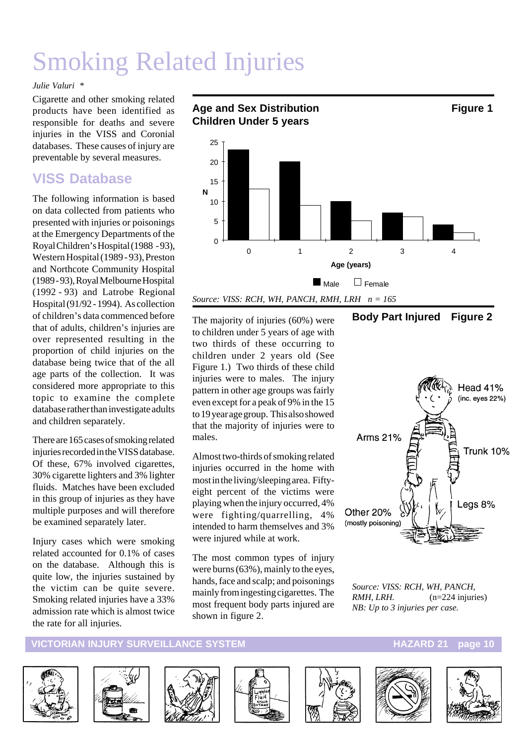# Smoking Related Injuries

*Julie Valuri \**

Cigarette and other smoking related products have been identified as responsible for deaths and severe injuries in the VISS and Coronial databases. These causes of injury are preventable by several measures.

## VISS Database

The following information is based on data collected from patients who presented with injuries or poisonings at the Emergency Departments of the Royal Children's Hospital (1988 - 93), Western Hospital (1989 - 93), Preston and Northcote Community Hospital (1989 - 93), Royal Melbourne Hospital (1992 - 93) and Latrobe Regional Hospital (91/92 - 1994). As collection of children's data commenced before that of adults, children's injuries are over represented resulting in the proportion of child injuries on the database being twice that of the all age parts of the collection. It was considered more appropriate to this topic to examine the complete database rather than investigate adults and children separately.

There are 165 cases of smoking related injuries recorded in the VISS database. Of these, 67% involved cigarettes, 30% cigarette lighters and 3% lighter fluids. Matches have been excluded in this group of injuries as they have multiple purposes and will therefore be examined separately later.

Injury cases which were smoking related accounted for 0.1% of cases on the database. Although this is quite low, the injuries sustained by the victim can be quite severe. Smoking related injuries have a 33% admission rate which is almost twice the rate for all injuries.

**Age and Sex Distribution Children Under 5 years** — **Figure 1**

| Age (years) | Male (N) | Female (N) |
|---|---|---|
| 0 | 23 | 13 |
| 1 | 20 | 9 |
| 2 | 10 | 5 |
| 3 | 7 | 6 |
| 4 | 4 | 2 |

*Source: VISS: RCH, WH, PANCH, RMH, LRH n = 165*

The majority of injuries (60%) were to children under 5 years of age with two thirds of these occurring to children under 2 years old (See Figure 1.) Two thirds of these child injuries were to males. The injury pattern in other age groups was fairly even except for a peak of 9% in the 15 to 19 year age group. This also showed that the majority of injuries were to males.

Almost two-thirds of smoking related injuries occurred in the home with most in the living/sleeping area. Fifty-eight percent of the victims were playing when the injury occurred, 4% were fighting/quarrelling, 4% intended to harm themselves and 3% were injured while at work.

The most common types of injury were burns (63%), mainly to the eyes, hands, face and scalp; and poisonings mainly from ingesting cigarettes. The most frequent body parts injured are shown in figure 2.

**Body Part Injured** — **Figure 2**

- Head 41% (inc. eyes 22%)
- Arms 21%
- Trunk 10%
- Legs 8%
- Other 20% (mostly poisoning)

*Source: VISS: RCH, WH, PANCH, RMH, LRH.* (n=224 injuries)
*NB: Up to 3 injuries per case.*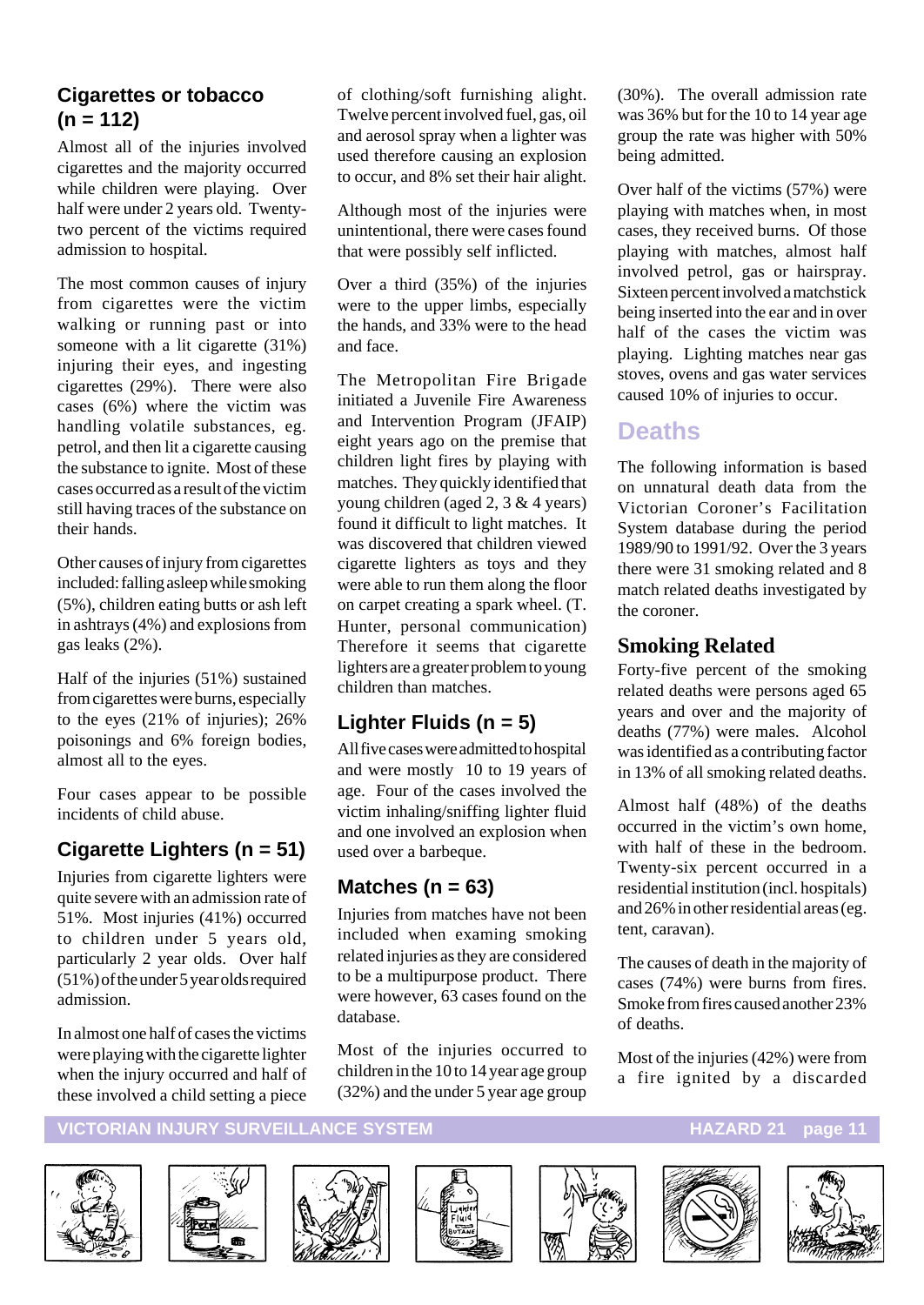### Cigarettes or tobacco (n = 112)

Almost all of the injuries involved cigarettes and the majority occurred while children were playing. Over half were under 2 years old. Twenty-two percent of the victims required admission to hospital.

The most common causes of injury from cigarettes were the victim walking or running past or into someone with a lit cigarette (31%) injuring their eyes, and ingesting cigarettes (29%). There were also cases (6%) where the victim was handling volatile substances, eg. petrol, and then lit a cigarette causing the substance to ignite. Most of these cases occurred as a result of the victim still having traces of the substance on their hands.

Other causes of injury from cigarettes included: falling asleep while smoking (5%), children eating butts or ash left in ashtrays (4%) and explosions from gas leaks (2%).

Half of the injuries (51%) sustained from cigarettes were burns, especially to the eyes (21% of injuries); 26% poisonings and 6% foreign bodies, almost all to the eyes.

Four cases appear to be possible incidents of child abuse.

### Cigarette Lighters (n = 51)

Injuries from cigarette lighters were quite severe with an admission rate of 51%. Most injuries (41%) occurred to children under 5 years old, particularly 2 year olds. Over half (51%) of the under 5 year olds required admission.

In almost one half of cases the victims were playing with the cigarette lighter when the injury occurred and half of these involved a child setting a piece of clothing/soft furnishing alight. Twelve percent involved fuel, gas, oil and aerosol spray when a lighter was used therefore causing an explosion to occur, and 8% set their hair alight.

Although most of the injuries were unintentional, there were cases found that were possibly self inflicted.

Over a third (35%) of the injuries were to the upper limbs, especially the hands, and 33% were to the head and face.

The Metropolitan Fire Brigade initiated a Juvenile Fire Awareness and Intervention Program (JFAIP) eight years ago on the premise that children light fires by playing with matches. They quickly identified that young children (aged 2, 3 & 4 years) found it difficult to light matches. It was discovered that children viewed cigarette lighters as toys and they were able to run them along the floor on carpet creating a spark wheel. (T. Hunter, personal communication) Therefore it seems that cigarette lighters are a greater problem to young children than matches.

### Lighter Fluids (n = 5)

All five cases were admitted to hospital and were mostly 10 to 19 years of age. Four of the cases involved the victim inhaling/sniffing lighter fluid and one involved an explosion when used over a barbeque.

### Matches (n = 63)

Injuries from matches have not been included when examing smoking related injuries as they are considered to be a multipurpose product. There were however, 63 cases found on the database.

Most of the injuries occurred to children in the 10 to 14 year age group (32%) and the under 5 year age group (30%). The overall admission rate was 36% but for the 10 to 14 year age group the rate was higher with 50% being admitted.

Over half of the victims (57%) were playing with matches when, in most cases, they received burns. Of those playing with matches, almost half involved petrol, gas or hairspray. Sixteen percent involved a matchstick being inserted into the ear and in over half of the cases the victim was playing. Lighting matches near gas stoves, ovens and gas water services caused 10% of injuries to occur.

## Deaths

The following information is based on unnatural death data from the Victorian Coroner's Facilitation System database during the period 1989/90 to 1991/92. Over the 3 years there were 31 smoking related and 8 match related deaths investigated by the coroner.

### Smoking Related

Forty-five percent of the smoking related deaths were persons aged 65 years and over and the majority of deaths (77%) were males. Alcohol was identified as a contributing factor in 13% of all smoking related deaths.

Almost half (48%) of the deaths occurred in the victim's own home, with half of these in the bedroom. Twenty-six percent occurred in a residential institution (incl. hospitals) and 26% in other residential areas (eg. tent, caravan).

The causes of death in the majority of cases (74%) were burns from fires. Smoke from fires caused another 23% of deaths.

Most of the injuries (42%) were from a fire ignited by a discarded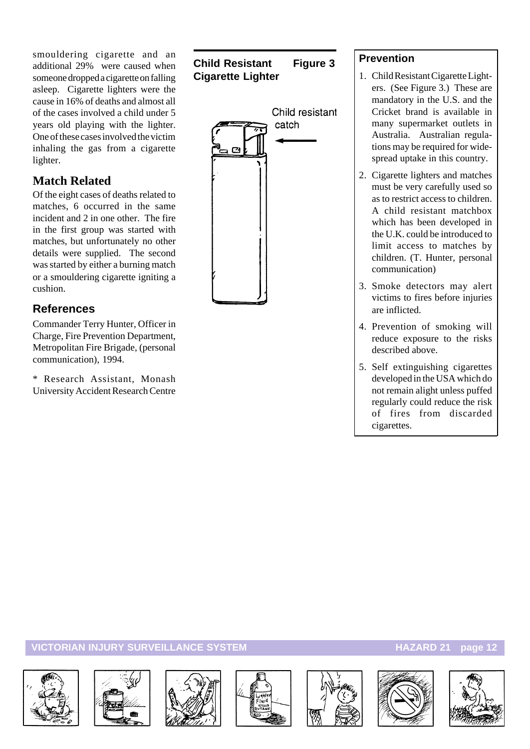smouldering cigarette and an additional 29% were caused when someone dropped a cigarette on falling asleep. Cigarette lighters were the cause in 16% of deaths and almost all of the cases involved a child under 5 years old playing with the lighter. One of these cases involved the victim inhaling the gas from a cigarette lighter.

## Match Related

Of the eight cases of deaths related to matches, 6 occurred in the same incident and 2 in one other. The fire in the first group was started with matches, but unfortunately no other details were supplied. The second was started by either a burning match or a smouldering cigarette igniting a cushion.

## References

Commander Terry Hunter, Officer in Charge, Fire Prevention Department, Metropolitan Fire Brigade, (personal communication), 1994.

* Research Assistant, Monash University Accident Research Centre

**Child Resistant Cigarette Lighter** **Figure 3**

Child resistant catch

## Prevention

1. Child Resistant Cigarette Lighters. (See Figure 3.) These are mandatory in the U.S. and the Cricket brand is available in many supermarket outlets in Australia. Australian regulations may be required for widespread uptake in this country.
2. Cigarette lighters and matches must be very carefully used so as to restrict access to children. A child resistant matchbox which has been developed in the U.K. could be introduced to limit access to matches by children. (T. Hunter, personal communication)
3. Smoke detectors may alert victims to fires before injuries are inflicted.
4. Prevention of smoking will reduce exposure to the risks described above.
5. Self extinguishing cigarettes developed in the USA which do not remain alight unless puffed regularly could reduce the risk of fires from discarded cigarettes.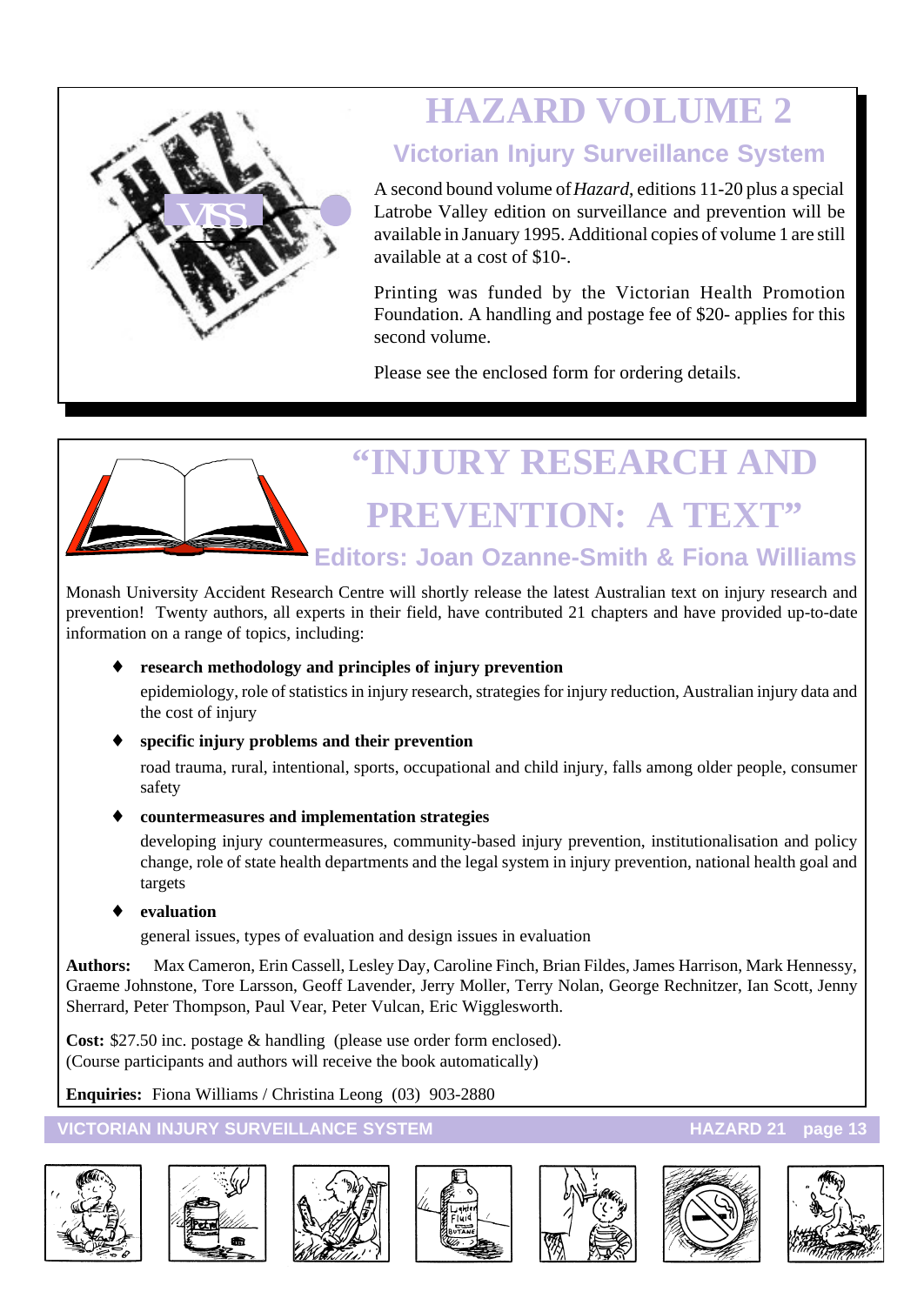# HAZARD VOLUME 2

## Victorian Injury Surveillance System

A second bound volume of *Hazard*, editions 11-20 plus a special Latrobe Valley edition on surveillance and prevention will be available in January 1995. Additional copies of volume 1 are still available at a cost of $10-.

Printing was funded by the Victorian Health Promotion Foundation. A handling and postage fee of $20- applies for this second volume.

Please see the enclosed form for ordering details.

# "INJURY RESEARCH AND PREVENTION: A TEXT"

## Editors: Joan Ozanne-Smith & Fiona Williams

Monash University Accident Research Centre will shortly release the latest Australian text on injury research and prevention! Twenty authors, all experts in their field, have contributed 21 chapters and have provided up-to-date information on a range of topics, including:

- **research methodology and principles of injury prevention**

  epidemiology, role of statistics in injury research, strategies for injury reduction, Australian injury data and the cost of injury

- **specific injury problems and their prevention**

  road trauma, rural, intentional, sports, occupational and child injury, falls among older people, consumer safety

- **countermeasures and implementation strategies**

  developing injury countermeasures, community-based injury prevention, institutionalisation and policy change, role of state health departments and the legal system in injury prevention, national health goal and targets

- **evaluation**

  general issues, types of evaluation and design issues in evaluation

**Authors:** Max Cameron, Erin Cassell, Lesley Day, Caroline Finch, Brian Fildes, James Harrison, Mark Hennessy, Graeme Johnstone, Tore Larsson, Geoff Lavender, Jerry Moller, Terry Nolan, George Rechnitzer, Ian Scott, Jenny Sherrard, Peter Thompson, Paul Vear, Peter Vulcan, Eric Wigglesworth.

**Cost:** $27.50 inc. postage & handling (please use order form enclosed).
(Course participants and authors will receive the book automatically)

**Enquiries:** Fiona Williams / Christina Leong (03) 903-2880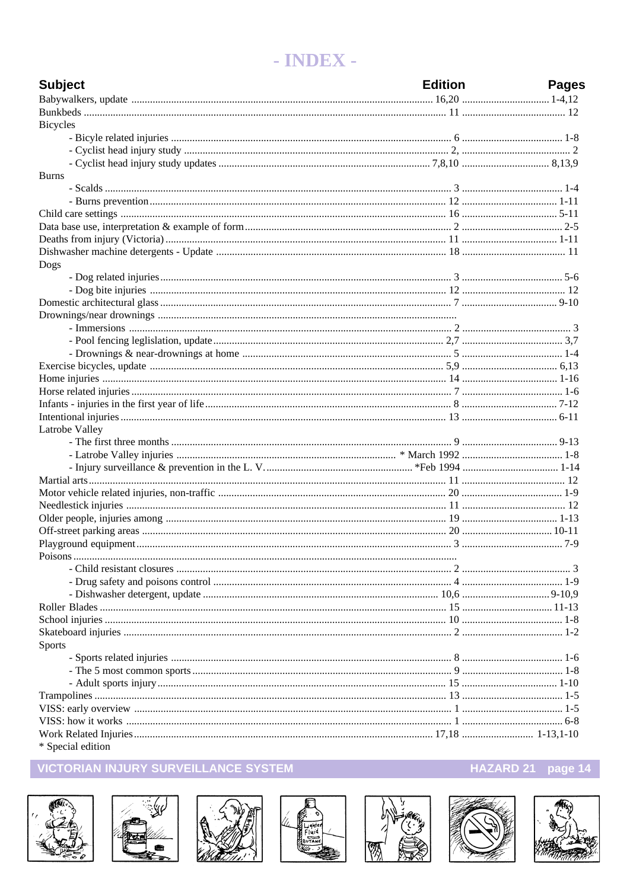# - INDEX -

| Subject | Edition | Pages |
|---|---|---|
| Babywalkers, update | 16,20 | 1-4,12 |
| Bunkbeds | 11 | 12 |
| Bicycles | | |
| - Bicyle related injuries | 6 | 1-8 |
| - Cyclist head injury study | 2, | 2 |
| - Cyclist head injury study updates | 7,8,10 | 8,13,9 |
| Burns | | |
| - Scalds | 3 | 1-4 |
| - Burns prevention | 12 | 1-11 |
| Child care settings | 16 | 5-11 |
| Data base use, interpretation & example of form | 2 | 2-5 |
| Deaths from injury (Victoria) | 11 | 1-11 |
| Dishwasher machine detergents - Update | 18 | 11 |
| Dogs | | |
| - Dog related injuries | 3 | 5-6 |
| - Dog bite injuries | 12 | 12 |
| Domestic architectural glass | 7 | 9-10 |
| Drownings/near drownings | | |
| - Immersions | 2 | 3 |
| - Pool fencing leglislation, update | 2,7 | 3,7 |
| - Drownings & near-drownings at home | 5 | 1-4 |
| Exercise bicycles, update | 5,9 | 6,13 |
| Home injuries | 14 | 1-16 |
| Horse related injuries | 7 | 1-6 |
| Infants - injuries in the first year of life | 8 | 7-12 |
| Intentional injuries | 13 | 6-11 |
| Latrobe Valley | | |
| - The first three months | 9 | 9-13 |
| - Latrobe Valley injuries | * March 1992 | 1-8 |
| - Injury surveillance & prevention in the L. V. | *Feb 1994 | 1-14 |
| Martial arts | 11 | 12 |
| Motor vehicle related injuries, non-traffic | 20 | 1-9 |
| Needlestick injuries | 11 | 12 |
| Older people, injuries among | 19 | 1-13 |
| Off-street parking areas | 20 | 10-11 |
| Playground equipment | 3 | 7-9 |
| Poisons | | |
| - Child resistant closures | 2 | 3 |
| - Drug safety and poisons control | 4 | 1-9 |
| - Dishwasher detergent, update | 10,6 | 9-10,9 |
| Roller Blades | 15 | 11-13 |
| School injuries | 10 | 1-8 |
| Skateboard injuries | 2 | 1-2 |
| Sports | | |
| - Sports related injuries | 8 | 1-6 |
| - The 5 most common sports | 9 | 1-8 |
| - Adult sports injury | 15 | 1-10 |
| Trampolines | 13 | 1-5 |
| VISS: early overview | 1 | 1-5 |
| VISS: how it works | 1 | 6-8 |
| Work Related Injuries | 17,18 | 1-13,1-10 |

\* Special edition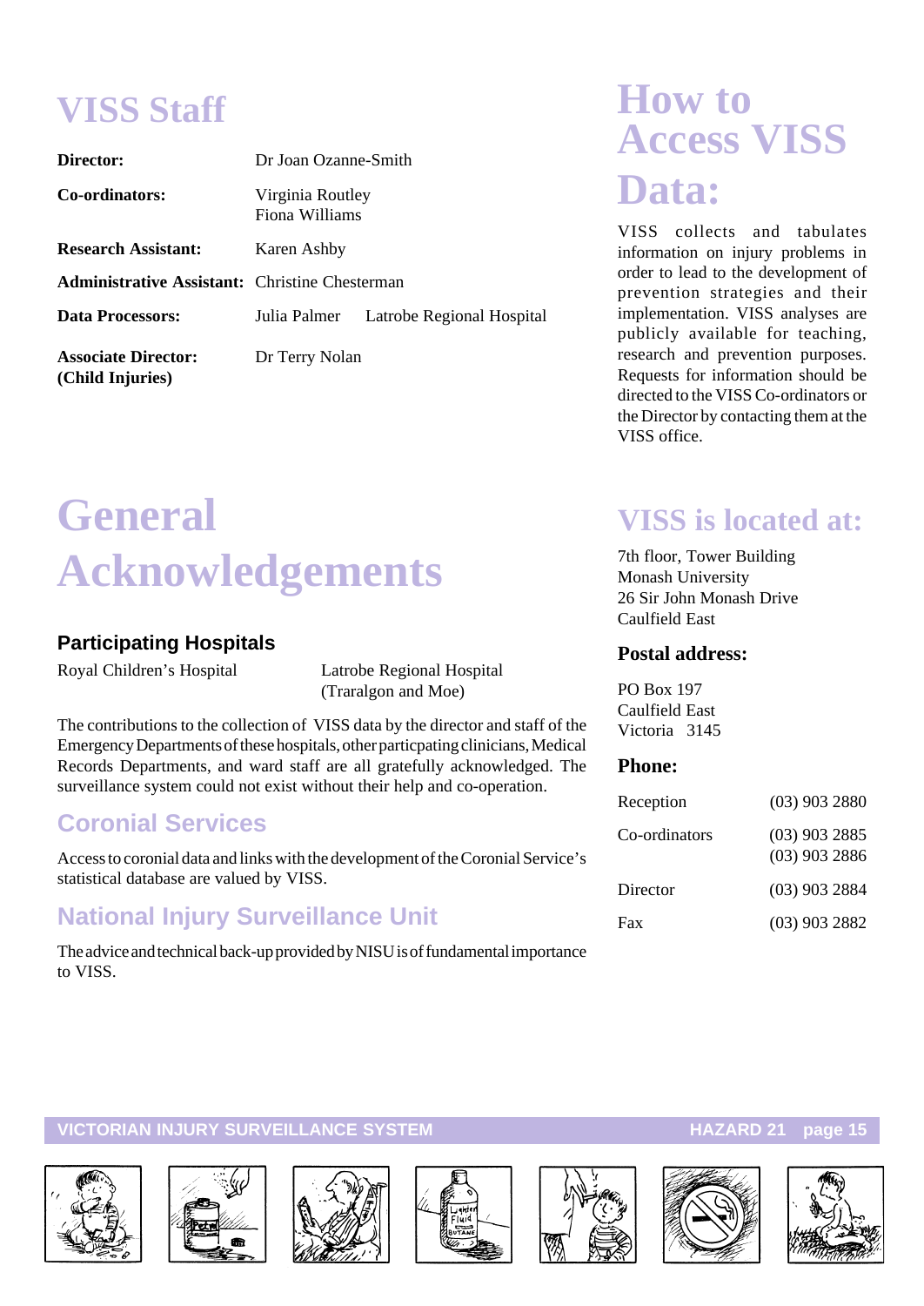# VISS Staff

| | |
|---|---|
| **Director:** | Dr Joan Ozanne-Smith |
| **Co-ordinators:** | Virginia Routley<br>Fiona Williams |
| **Research Assistant:** | Karen Ashby |
| **Administrative Assistant:** | Christine Chesterman |
| **Data Processors:** | Julia Palmer    Latrobe Regional Hospital |
| **Associate Director: (Child Injuries)** | Dr Terry Nolan |

# General Acknowledgements

### Participating Hospitals

Royal Children's Hospital

Latrobe Regional Hospital (Traralgon and Moe)

The contributions to the collection of VISS data by the director and staff of the Emergency Departments of these hospitals, other particpating clinicians, Medical Records Departments, and ward staff are all gratefully acknowledged. The surveillance system could not exist without their help and co-operation.

## Coronial Services

Access to coronial data and links with the development of the Coronial Service's statistical database are valued by VISS.

## National Injury Surveillance Unit

The advice and technical back-up provided by NISU is of fundamental importance to VISS.

# How to Access VISS Data:

VISS collects and tabulates information on injury problems in order to lead to the development of prevention strategies and their implementation. VISS analyses are publicly available for teaching, research and prevention purposes. Requests for information should be directed to the VISS Co-ordinators or the Director by contacting them at the VISS office.

# VISS is located at:

7th floor, Tower Building
Monash University
26 Sir John Monash Drive
Caulfield East

### Postal address:

PO Box 197
Caulfield East
Victoria 3145

### Phone:

| | |
|---|---|
| Reception | (03) 903 2880 |
| Co-ordinators | (03) 903 2885<br>(03) 903 2886 |
| Director | (03) 903 2884 |
| Fax | (03) 903 2882 |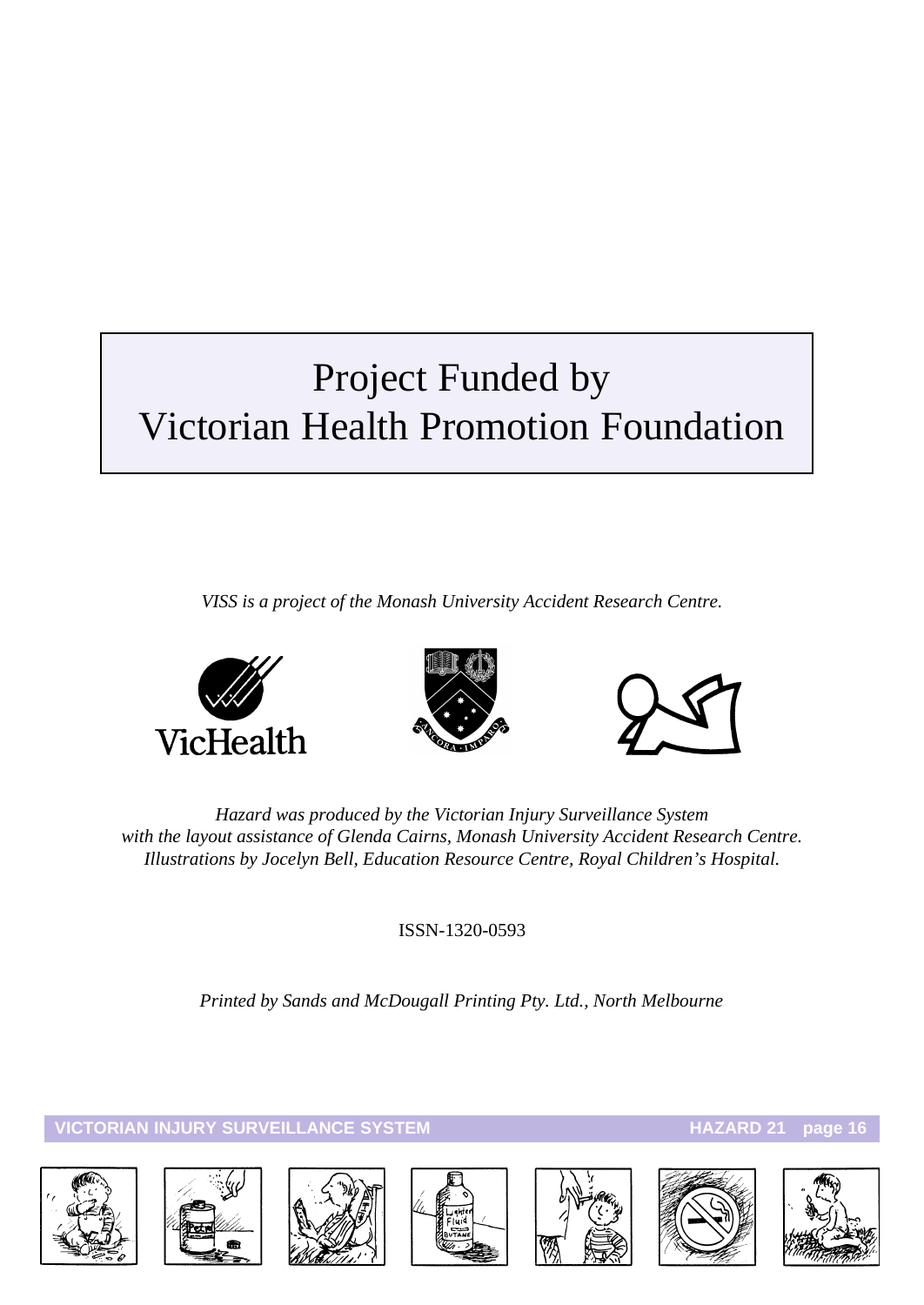Project Funded by
Victorian Health Promotion Foundation

*VISS is a project of the Monash University Accident Research Centre.*

*Hazard was produced by the Victorian Injury Surveillance System with the layout assistance of Glenda Cairns, Monash University Accident Research Centre. Illustrations by Jocelyn Bell, Education Resource Centre, Royal Children's Hospital.*

ISSN-1320-0593

*Printed by Sands and McDougall Printing Pty. Ltd., North Melbourne*